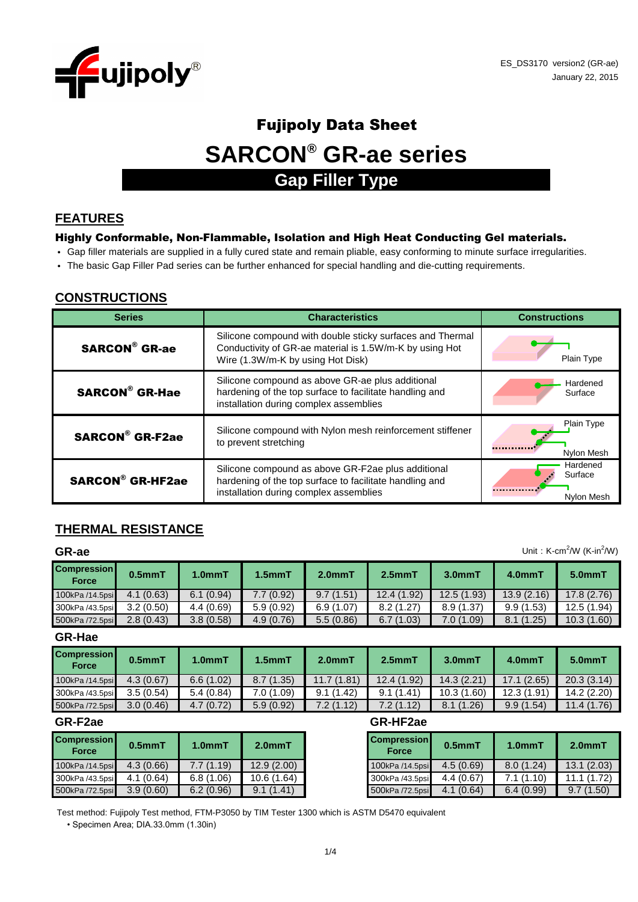ES_DS3170 version2 (GR-ae)
January 22, 2015

# Fujipoly Data Sheet

# SARCON® GR-ae series

## Gap Filler Type

## FEATURES

### Highly Conformable, Non-Flammable, Isolation and High Heat Conducting Gel materials.

- Gap filler materials are supplied in a fully cured state and remain pliable, easy conforming to minute surface irregularities.
- The basic Gap Filler Pad series can be further enhanced for special handling and die-cutting requirements.

## CONSTRUCTIONS

| Series | Characteristics | Constructions |
|---|---|---|
| **SARCON® GR-ae** | Silicone compound with double sticky surfaces and Thermal Conductivity of GR-ae material is 1.5W/m-K by using Hot Wire (1.3W/m-K by using Hot Disk) | Plain Type |
| **SARCON® GR-Hae** | Silicone compound as above GR-ae plus additional hardening of the top surface to facilitate handling and installation during complex assemblies | Hardened Surface |
| **SARCON® GR-F2ae** | Silicone compound with Nylon mesh reinforcement stiffener to prevent stretching | Plain Type, Nylon Mesh |
| **SARCON® GR-HF2ae** | Silicone compound as above GR-F2ae plus additional hardening of the top surface to facilitate handling and installation during complex assemblies | Hardened Surface, Nylon Mesh |

## THERMAL RESISTANCE

Unit : K-cm²/W (K-in²/W)

### GR-ae

| Compression Force | 0.5mmT | 1.0mmT | 1.5mmT | 2.0mmT | 2.5mmT | 3.0mmT | 4.0mmT | 5.0mmT |
|---|---|---|---|---|---|---|---|---|
| 100kPa /14.5psi | 4.1 (0.63) | 6.1 (0.94) | 7.7 (0.92) | 9.7 (1.51) | 12.4 (1.92) | 12.5 (1.93) | 13.9 (2.16) | 17.8 (2.76) |
| 300kPa /43.5psi | 3.2 (0.50) | 4.4 (0.69) | 5.9 (0.92) | 6.9 (1.07) | 8.2 (1.27) | 8.9 (1.37) | 9.9 (1.53) | 12.5 (1.94) |
| 500kPa /72.5psi | 2.8 (0.43) | 3.8 (0.58) | 4.9 (0.76) | 5.5 (0.86) | 6.7 (1.03) | 7.0 (1.09) | 8.1 (1.25) | 10.3 (1.60) |

### GR-Hae

| Compression Force | 0.5mmT | 1.0mmT | 1.5mmT | 2.0mmT | 2.5mmT | 3.0mmT | 4.0mmT | 5.0mmT |
|---|---|---|---|---|---|---|---|---|
| 100kPa /14.5psi | 4.3 (0.67) | 6.6 (1.02) | 8.7 (1.35) | 11.7 (1.81) | 12.4 (1.92) | 14.3 (2.21) | 17.1 (2.65) | 20.3 (3.14) |
| 300kPa /43.5psi | 3.5 (0.54) | 5.4 (0.84) | 7.0 (1.09) | 9.1 (1.42) | 9.1 (1.41) | 10.3 (1.60) | 12.3 (1.91) | 14.2 (2.20) |
| 500kPa /72.5psi | 3.0 (0.46) | 4.7 (0.72) | 5.9 (0.92) | 7.2 (1.12) | 7.2 (1.12) | 8.1 (1.26) | 9.9 (1.54) | 11.4 (1.76) |

### GR-F2ae

| Compression Force | 0.5mmT | 1.0mmT | 2.0mmT |
|---|---|---|---|
| 100kPa /14.5psi | 4.3 (0.66) | 7.7 (1.19) | 12.9 (2.00) |
| 300kPa /43.5psi | 4.1 (0.64) | 6.8 (1.06) | 10.6 (1.64) |
| 500kPa /72.5psi | 3.9 (0.60) | 6.2 (0.96) | 9.1 (1.41) |

### GR-HF2ae

| Compression Force | 0.5mmT | 1.0mmT | 2.0mmT |
|---|---|---|---|
| 100kPa /14.5psi | 4.5 (0.69) | 8.0 (1.24) | 13.1 (2.03) |
| 300kPa /43.5psi | 4.4 (0.67) | 7.1 (1.10) | 11.1 (1.72) |
| 500kPa /72.5psi | 4.1 (0.64) | 6.4 (0.99) | 9.7 (1.50) |

Test method: Fujipoly Test method, FTM-P3050 by TIM Tester 1300 which is ASTM D5470 equivalent

- Specimen Area; DIA.33.0mm (1.30in)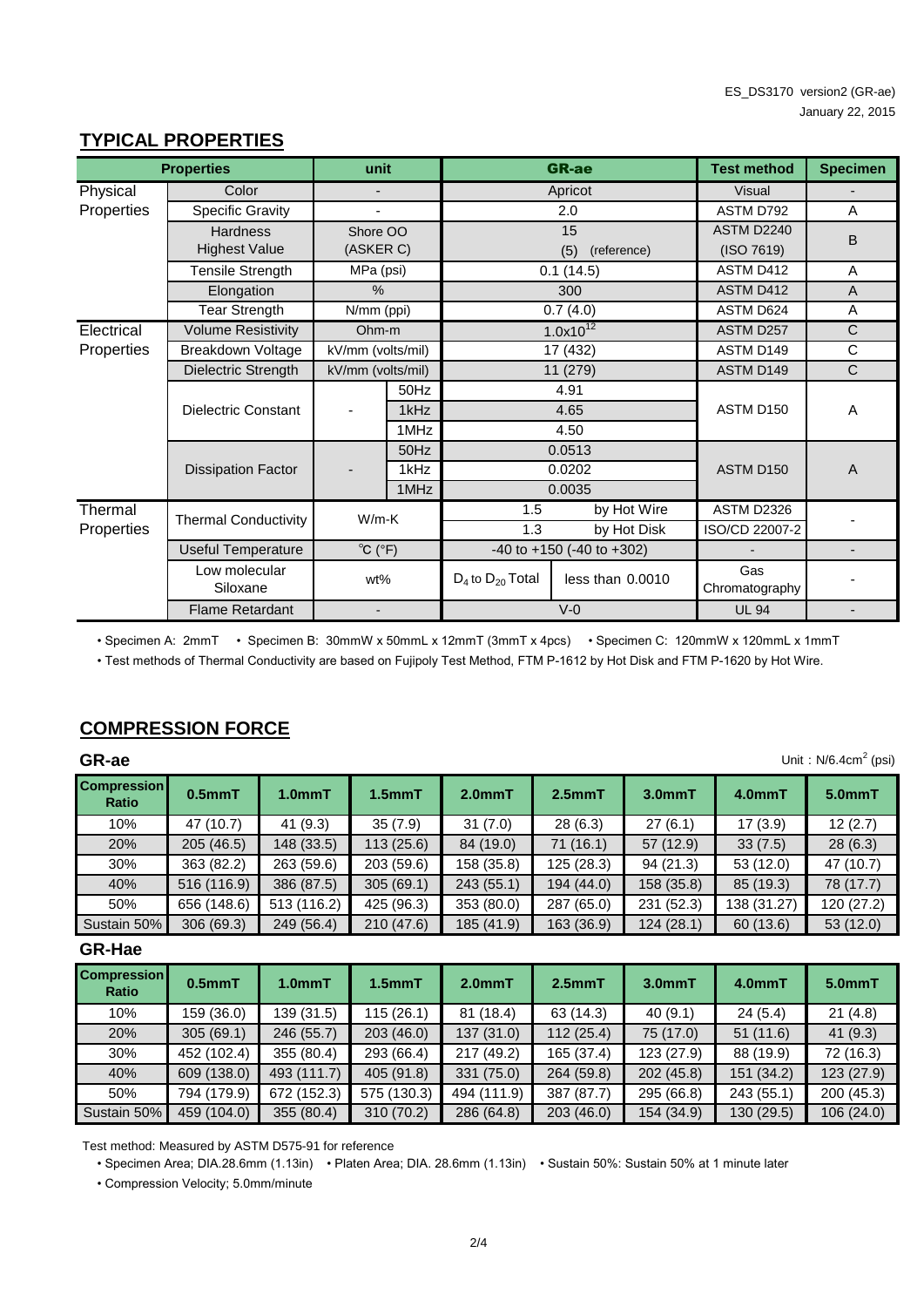ES_DS3170 version2 (GR-ae)
January 22, 2015

## TYPICAL PROPERTIES

| Properties | | unit | | GR-ae | | Test method | Specimen |
|---|---|---|---|---|---|---|---|
| Physical Properties | Color | - | | Apricot | | Visual | - |
| | Specific Gravity | - | | 2.0 | | ASTM D792 | A |
| | Hardness Highest Value | Shore OO (ASKER C) | | 15 (5) (reference) | | ASTM D2240 (ISO 7619) | B |
| | Tensile Strength | MPa (psi) | | 0.1 (14.5) | | ASTM D412 | A |
| | Elongation | % | | 300 | | ASTM D412 | A |
| | Tear Strength | N/mm (ppi) | | 0.7 (4.0) | | ASTM D624 | A |
| Electrical Properties | Volume Resistivity | Ohm-m | | $1.0x10^{12}$ | | ASTM D257 | C |
| | Breakdown Voltage | kV/mm (volts/mil) | | 17 (432) | | ASTM D149 | C |
| | Dielectric Strength | kV/mm (volts/mil) | | 11 (279) | | ASTM D149 | C |
| | Dielectric Constant | - | 50Hz | 4.91 | | ASTM D150 | A |
| | | | 1kHz | 4.65 | | | |
| | | | 1MHz | 4.50 | | | |
| | Dissipation Factor | - | 50Hz | 0.0513 | | ASTM D150 | A |
| | | | 1kHz | 0.0202 | | | |
| | | | 1MHz | 0.0035 | | | |
| Thermal Properties | Thermal Conductivity | W/m-K | | 1.5 | by Hot Wire | ASTM D2326 | - |
| | | | | 1.3 | by Hot Disk | ISO/CD 22007-2 | |
| | Useful Temperature | ℃ (°F) | | -40 to +150 (-40 to +302) | | - | - |
| | Low molecular Siloxane | wt% | | $D_4$ to $D_{20}$ Total | less than 0.0010 | Gas Chromatography | - |
| | Flame Retardant | - | | V-0 | | UL 94 | - |

• Specimen A: 2mmT • Specimen B: 30mmW x 50mmL x 12mmT (3mmT x 4pcs) • Specimen C: 120mmW x 120mmL x 1mmT

• Test methods of Thermal Conductivity are based on Fujipoly Test Method, FTM P-1612 by Hot Disk and FTM P-1620 by Hot Wire.

## COMPRESSION FORCE

### GR-ae

Unit：N/6.4cm$^2$ (psi)

| Compression Ratio | 0.5mmT | 1.0mmT | 1.5mmT | 2.0mmT | 2.5mmT | 3.0mmT | 4.0mmT | 5.0mmT |
|---|---|---|---|---|---|---|---|---|
| 10% | 47 (10.7) | 41 (9.3) | 35 (7.9) | 31 (7.0) | 28 (6.3) | 27 (6.1) | 17 (3.9) | 12 (2.7) |
| 20% | 205 (46.5) | 148 (33.5) | 113 (25.6) | 84 (19.0) | 71 (16.1) | 57 (12.9) | 33 (7.5) | 28 (6.3) |
| 30% | 363 (82.2) | 263 (59.6) | 203 (59.6) | 158 (35.8) | 125 (28.3) | 94 (21.3) | 53 (12.0) | 47 (10.7) |
| 40% | 516 (116.9) | 386 (87.5) | 305 (69.1) | 243 (55.1) | 194 (44.0) | 158 (35.8) | 85 (19.3) | 78 (17.7) |
| 50% | 656 (148.6) | 513 (116.2) | 425 (96.3) | 353 (80.0) | 287 (65.0) | 231 (52.3) | 138 (31.27) | 120 (27.2) |
| Sustain 50% | 306 (69.3) | 249 (56.4) | 210 (47.6) | 185 (41.9) | 163 (36.9) | 124 (28.1) | 60 (13.6) | 53 (12.0) |

### GR-Hae

| Compression Ratio | 0.5mmT | 1.0mmT | 1.5mmT | 2.0mmT | 2.5mmT | 3.0mmT | 4.0mmT | 5.0mmT |
|---|---|---|---|---|---|---|---|---|
| 10% | 159 (36.0) | 139 (31.5) | 115 (26.1) | 81 (18.4) | 63 (14.3) | 40 (9.1) | 24 (5.4) | 21 (4.8) |
| 20% | 305 (69.1) | 246 (55.7) | 203 (46.0) | 137 (31.0) | 112 (25.4) | 75 (17.0) | 51 (11.6) | 41 (9.3) |
| 30% | 452 (102.4) | 355 (80.4) | 293 (66.4) | 217 (49.2) | 165 (37.4) | 123 (27.9) | 88 (19.9) | 72 (16.3) |
| 40% | 609 (138.0) | 493 (111.7) | 405 (91.8) | 331 (75.0) | 264 (59.8) | 202 (45.8) | 151 (34.2) | 123 (27.9) |
| 50% | 794 (179.9) | 672 (152.3) | 575 (130.3) | 494 (111.9) | 387 (87.7) | 295 (66.8) | 243 (55.1) | 200 (45.3) |
| Sustain 50% | 459 (104.0) | 355 (80.4) | 310 (70.2) | 286 (64.8) | 203 (46.0) | 154 (34.9) | 130 (29.5) | 106 (24.0) |

Test method: Measured by ASTM D575-91 for reference

• Specimen Area; DIA.28.6mm (1.13in) • Platen Area; DIA. 28.6mm (1.13in) • Sustain 50%: Sustain 50% at 1 minute later

• Compression Velocity; 5.0mm/minute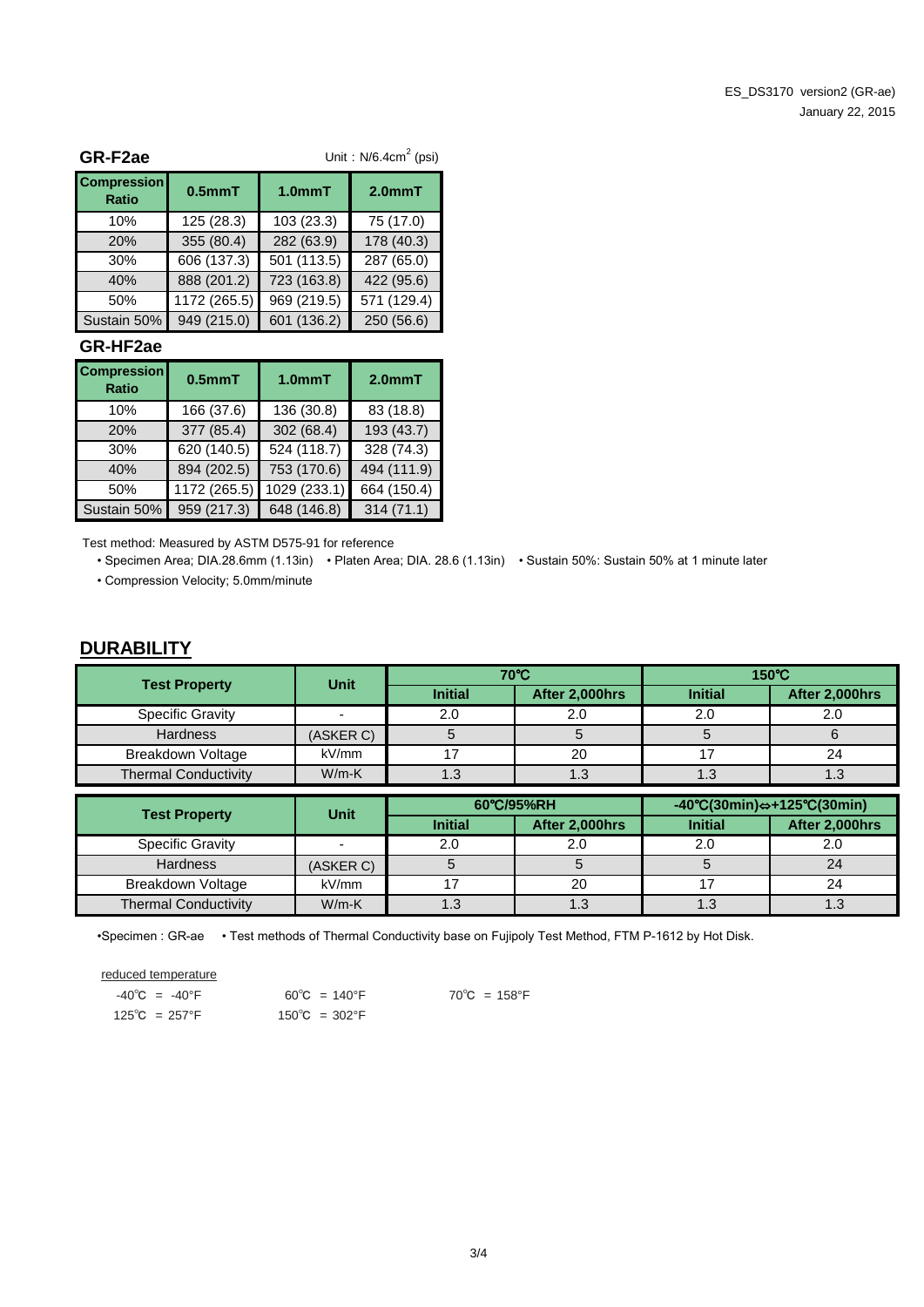### GR-F2ae

Unit：N/6.4cm$^2$ (psi)

| Compression Ratio | 0.5mmT | 1.0mmT | 2.0mmT |
|---|---|---|---|
| 10% | 125 (28.3) | 103 (23.3) | 75 (17.0) |
| 20% | 355 (80.4) | 282 (63.9) | 178 (40.3) |
| 30% | 606 (137.3) | 501 (113.5) | 287 (65.0) |
| 40% | 888 (201.2) | 723 (163.8) | 422 (95.6) |
| 50% | 1172 (265.5) | 969 (219.5) | 571 (129.4) |
| Sustain 50% | 949 (215.0) | 601 (136.2) | 250 (56.6) |

### GR-HF2ae

| Compression Ratio | 0.5mmT | 1.0mmT | 2.0mmT |
|---|---|---|---|
| 10% | 166 (37.6) | 136 (30.8) | 83 (18.8) |
| 20% | 377 (85.4) | 302 (68.4) | 193 (43.7) |
| 30% | 620 (140.5) | 524 (118.7) | 328 (74.3) |
| 40% | 894 (202.5) | 753 (170.6) | 494 (111.9) |
| 50% | 1172 (265.5) | 1029 (233.1) | 664 (150.4) |
| Sustain 50% | 959 (217.3) | 648 (146.8) | 314 (71.1) |

Test method: Measured by ASTM D575-91 for reference

• Specimen Area; DIA.28.6mm (1.13in) • Platen Area; DIA. 28.6 (1.13in) • Sustain 50%: Sustain 50% at 1 minute later

• Compression Velocity; 5.0mm/minute

## DURABILITY

| Test Property | Unit | 70℃ | | 150℃ | |
|---|---|---|---|---|---|
| | | Initial | After 2,000hrs | Initial | After 2,000hrs |
| Specific Gravity | - | 2.0 | 2.0 | 2.0 | 2.0 |
| Hardness | (ASKER C) | 5 | 5 | 5 | 6 |
| Breakdown Voltage | kV/mm | 17 | 20 | 17 | 24 |
| Thermal Conductivity | W/m-K | 1.3 | 1.3 | 1.3 | 1.3 |

| Test Property | Unit | 60℃/95%RH | | -40℃(30min)⇔+125℃(30min) | |
|---|---|---|---|---|---|
| | | Initial | After 2,000hrs | Initial | After 2,000hrs |
| Specific Gravity | - | 2.0 | 2.0 | 2.0 | 2.0 |
| Hardness | (ASKER C) | 5 | 5 | 5 | 24 |
| Breakdown Voltage | kV/mm | 17 | 20 | 17 | 24 |
| Thermal Conductivity | W/m-K | 1.3 | 1.3 | 1.3 | 1.3 |

•Specimen : GR-ae • Test methods of Thermal Conductivity base on Fujipoly Test Method, FTM P-1612 by Hot Disk.

reduced temperature

-40℃ = -40°F  60℃ = 140°F  70℃ = 158°F

125℃ = 257°F  150℃ = 302°F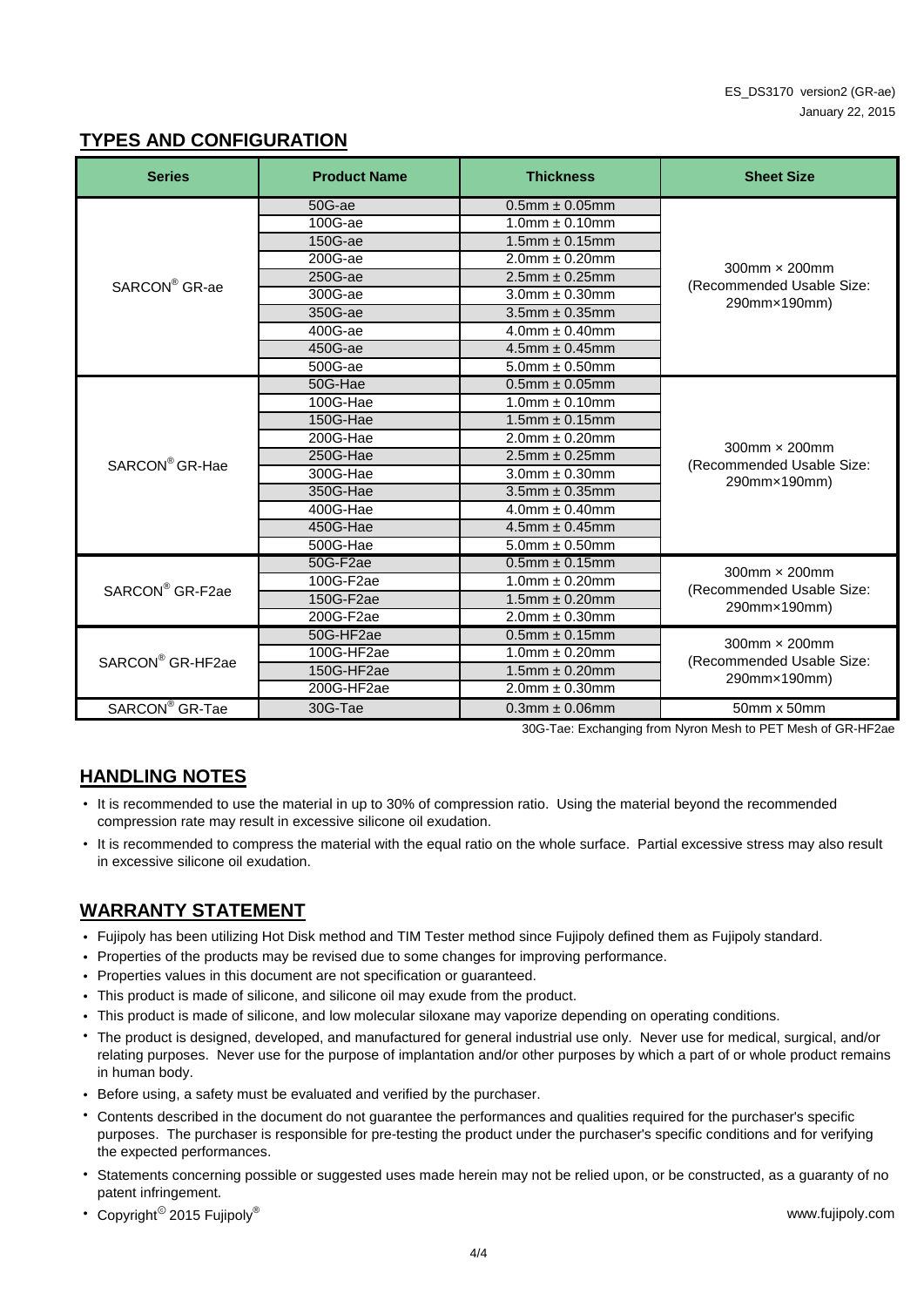## TYPES AND CONFIGURATION

| Series | Product Name | Thickness | Sheet Size |
|---|---|---|---|
| SARCON® GR-ae | 50G-ae | 0.5mm ± 0.05mm | 300mm × 200mm (Recommended Usable Size: 290mm×190mm) |
| | 100G-ae | 1.0mm ± 0.10mm | |
| | 150G-ae | 1.5mm ± 0.15mm | |
| | 200G-ae | 2.0mm ± 0.20mm | |
| | 250G-ae | 2.5mm ± 0.25mm | |
| | 300G-ae | 3.0mm ± 0.30mm | |
| | 350G-ae | 3.5mm ± 0.35mm | |
| | 400G-ae | 4.0mm ± 0.40mm | |
| | 450G-ae | 4.5mm ± 0.45mm | |
| | 500G-ae | 5.0mm ± 0.50mm | |
| SARCON® GR-Hae | 50G-Hae | 0.5mm ± 0.05mm | 300mm × 200mm (Recommended Usable Size: 290mm×190mm) |
| | 100G-Hae | 1.0mm ± 0.10mm | |
| | 150G-Hae | 1.5mm ± 0.15mm | |
| | 200G-Hae | 2.0mm ± 0.20mm | |
| | 250G-Hae | 2.5mm ± 0.25mm | |
| | 300G-Hae | 3.0mm ± 0.30mm | |
| | 350G-Hae | 3.5mm ± 0.35mm | |
| | 400G-Hae | 4.0mm ± 0.40mm | |
| | 450G-Hae | 4.5mm ± 0.45mm | |
| | 500G-Hae | 5.0mm ± 0.50mm | |
| SARCON® GR-F2ae | 50G-F2ae | 0.5mm ± 0.15mm | 300mm × 200mm (Recommended Usable Size: 290mm×190mm) |
| | 100G-F2ae | 1.0mm ± 0.20mm | |
| | 150G-F2ae | 1.5mm ± 0.20mm | |
| | 200G-F2ae | 2.0mm ± 0.30mm | |
| SARCON® GR-HF2ae | 50G-HF2ae | 0.5mm ± 0.15mm | 300mm × 200mm (Recommended Usable Size: 290mm×190mm) |
| | 100G-HF2ae | 1.0mm ± 0.20mm | |
| | 150G-HF2ae | 1.5mm ± 0.20mm | |
| | 200G-HF2ae | 2.0mm ± 0.30mm | |
| SARCON® GR-Tae | 30G-Tae | 0.3mm ± 0.06mm | 50mm x 50mm |

30G-Tae: Exchanging from Nyron Mesh to PET Mesh of GR-HF2ae

## HANDLING NOTES

- It is recommended to use the material in up to 30% of compression ratio. Using the material beyond the recommended compression rate may result in excessive silicone oil exudation.
- It is recommended to compress the material with the equal ratio on the whole surface. Partial excessive stress may also result in excessive silicone oil exudation.

## WARRANTY STATEMENT

- Fujipoly has been utilizing Hot Disk method and TIM Tester method since Fujipoly defined them as Fujipoly standard.
- Properties of the products may be revised due to some changes for improving performance.
- Properties values in this document are not specification or guaranteed.
- This product is made of silicone, and silicone oil may exude from the product.
- This product is made of silicone, and low molecular siloxane may vaporize depending on operating conditions.
- The product is designed, developed, and manufactured for general industrial use only. Never use for medical, surgical, and/or relating purposes. Never use for the purpose of implantation and/or other purposes by which a part of or whole product remains in human body.
- Before using, a safety must be evaluated and verified by the purchaser.
- Contents described in the document do not guarantee the performances and qualities required for the purchaser's specific purposes. The purchaser is responsible for pre-testing the product under the purchaser's specific conditions and for verifying the expected performances.
- Statements concerning possible or suggested uses made herein may not be relied upon, or be constructed, as a guaranty of no patent infringement.
- Copyright© 2015 Fujipoly®

www.fujipoly.com